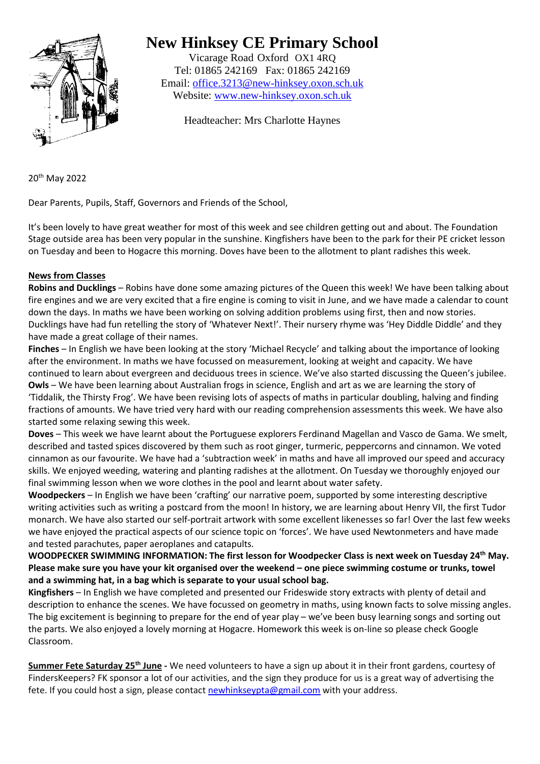# New Hinksey CE Primary School

Vicarage Road Oxford OX1 4RQ
Tel: 01865 242169 Fax: 01865 242169
Email: office.3213@new-hinksey.oxon.sch.uk
Website: www.new-hinksey.oxon.sch.uk

Headteacher: Mrs Charlotte Haynes

20th May 2022

Dear Parents, Pupils, Staff, Governors and Friends of the School,

It's been lovely to have great weather for most of this week and see children getting out and about. The Foundation Stage outside area has been very popular in the sunshine. Kingfishers have been to the park for their PE cricket lesson on Tuesday and been to Hogacre this morning. Doves have been to the allotment to plant radishes this week.

## News from Classes

**Robins and Ducklings** – Robins have done some amazing pictures of the Queen this week! We have been talking about fire engines and we are very excited that a fire engine is coming to visit in June, and we have made a calendar to count down the days. In maths we have been working on solving addition problems using first, then and now stories. Ducklings have had fun retelling the story of 'Whatever Next!'. Their nursery rhyme was 'Hey Diddle Diddle' and they have made a great collage of their names.

**Finches** – In English we have been looking at the story 'Michael Recycle' and talking about the importance of looking after the environment. In maths we have focussed on measurement, looking at weight and capacity. We have continued to learn about evergreen and deciduous trees in science. We've also started discussing the Queen's jubilee.

**Owls** – We have been learning about Australian frogs in science, English and art as we are learning the story of 'Tiddalik, the Thirsty Frog'. We have been revising lots of aspects of maths in particular doubling, halving and finding fractions of amounts. We have tried very hard with our reading comprehension assessments this week. We have also started some relaxing sewing this week.

**Doves** – This week we have learnt about the Portuguese explorers Ferdinand Magellan and Vasco de Gama. We smelt, described and tasted spices discovered by them such as root ginger, turmeric, peppercorns and cinnamon. We voted cinnamon as our favourite. We have had a 'subtraction week' in maths and have all improved our speed and accuracy skills. We enjoyed weeding, watering and planting radishes at the allotment. On Tuesday we thoroughly enjoyed our final swimming lesson when we wore clothes in the pool and learnt about water safety.

**Woodpeckers** – In English we have been 'crafting' our narrative poem, supported by some interesting descriptive writing activities such as writing a postcard from the moon! In history, we are learning about Henry VII, the first Tudor monarch. We have also started our self-portrait artwork with some excellent likenesses so far! Over the last few weeks we have enjoyed the practical aspects of our science topic on 'forces'. We have used Newtonmeters and have made and tested parachutes, paper aeroplanes and catapults.

**WOODPECKER SWIMMING INFORMATION: The first lesson for Woodpecker Class is next week on Tuesday 24th May. Please make sure you have your kit organised over the weekend – one piece swimming costume or trunks, towel and a swimming hat, in a bag which is separate to your usual school bag.**

**Kingfishers** – In English we have completed and presented our Frideswide story extracts with plenty of detail and description to enhance the scenes. We have focussed on geometry in maths, using known facts to solve missing angles. The big excitement is beginning to prepare for the end of year play – we've been busy learning songs and sorting out the parts. We also enjoyed a lovely morning at Hogacre. Homework this week is on-line so please check Google Classroom.

**Summer Fete Saturday 25th June** - We need volunteers to have a sign up about it in their front gardens, courtesy of FindersKeepers? FK sponsor a lot of our activities, and the sign they produce for us is a great way of advertising the fete. If you could host a sign, please contact newhinkseypta@gmail.com with your address.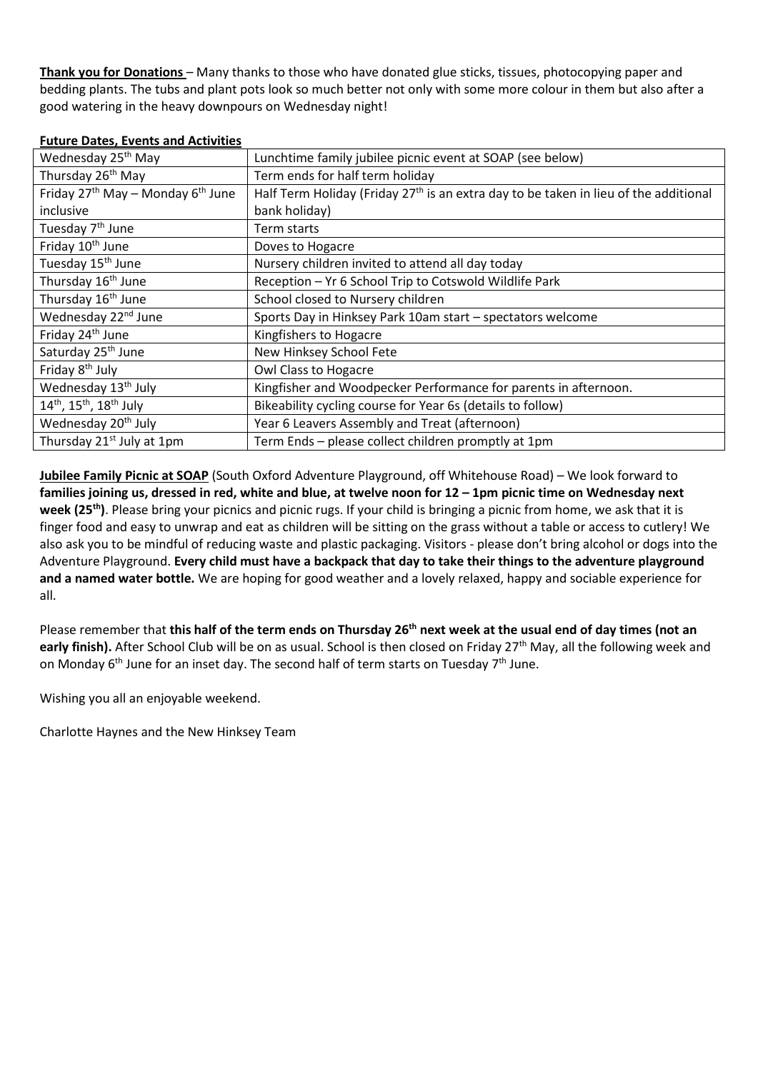**Thank you for Donations** – Many thanks to those who have donated glue sticks, tissues, photocopying paper and bedding plants. The tubs and plant pots look so much better not only with some more colour in them but also after a good watering in the heavy downpours on Wednesday night!

**Future Dates, Events and Activities**

| | |
|---|---|
| Wednesday 25th May | Lunchtime family jubilee picnic event at SOAP (see below) |
| Thursday 26th May | Term ends for half term holiday |
| Friday 27th May – Monday 6th June inclusive | Half Term Holiday (Friday 27th is an extra day to be taken in lieu of the additional bank holiday) |
| Tuesday 7th June | Term starts |
| Friday 10th June | Doves to Hogacre |
| Tuesday 15th June | Nursery children invited to attend all day today |
| Thursday 16th June | Reception – Yr 6 School Trip to Cotswold Wildlife Park |
| Thursday 16th June | School closed to Nursery children |
| Wednesday 22nd June | Sports Day in Hinksey Park 10am start – spectators welcome |
| Friday 24th June | Kingfishers to Hogacre |
| Saturday 25th June | New Hinksey School Fete |
| Friday 8th July | Owl Class to Hogacre |
| Wednesday 13th July | Kingfisher and Woodpecker Performance for parents in afternoon. |
| 14th, 15th, 18th July | Bikeability cycling course for Year 6s (details to follow) |
| Wednesday 20th July | Year 6 Leavers Assembly and Treat (afternoon) |
| Thursday 21st July at 1pm | Term Ends – please collect children promptly at 1pm |

**Jubilee Family Picnic at SOAP** (South Oxford Adventure Playground, off Whitehouse Road) – We look forward to **families joining us, dressed in red, white and blue, at twelve noon for 12 – 1pm picnic time on Wednesday next week (25th)**. Please bring your picnics and picnic rugs. If your child is bringing a picnic from home, we ask that it is finger food and easy to unwrap and eat as children will be sitting on the grass without a table or access to cutlery! We also ask you to be mindful of reducing waste and plastic packaging. Visitors - please don't bring alcohol or dogs into the Adventure Playground. **Every child must have a backpack that day to take their things to the adventure playground and a named water bottle.** We are hoping for good weather and a lovely relaxed, happy and sociable experience for all.

Please remember that **this half of the term ends on Thursday 26th next week at the usual end of day times (not an early finish).** After School Club will be on as usual. School is then closed on Friday 27th May, all the following week and on Monday 6th June for an inset day. The second half of term starts on Tuesday 7th June.

Wishing you all an enjoyable weekend.

Charlotte Haynes and the New Hinksey Team